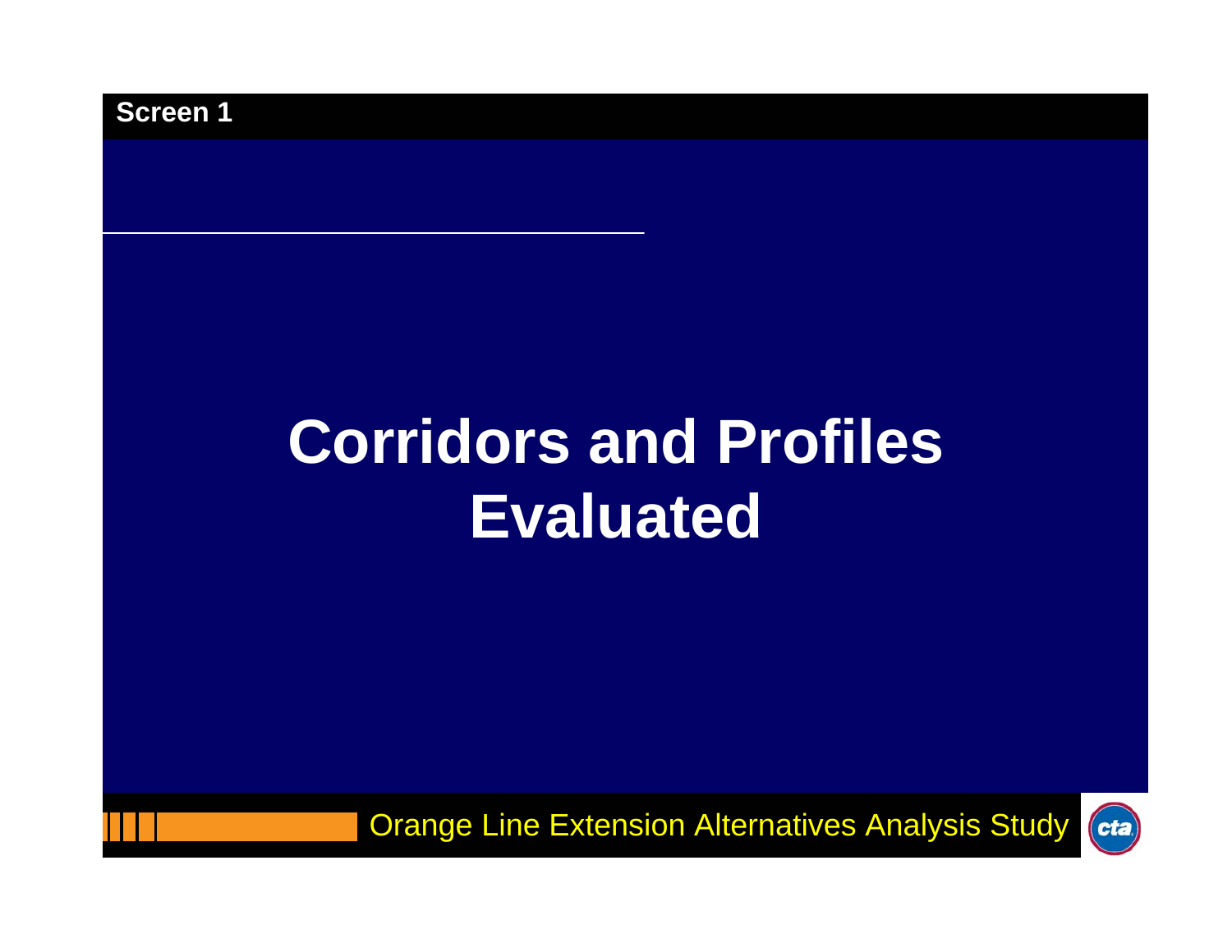Screen 1

# Corridors and Profiles Evaluated

Orange Line Extension Alternatives Analysis Study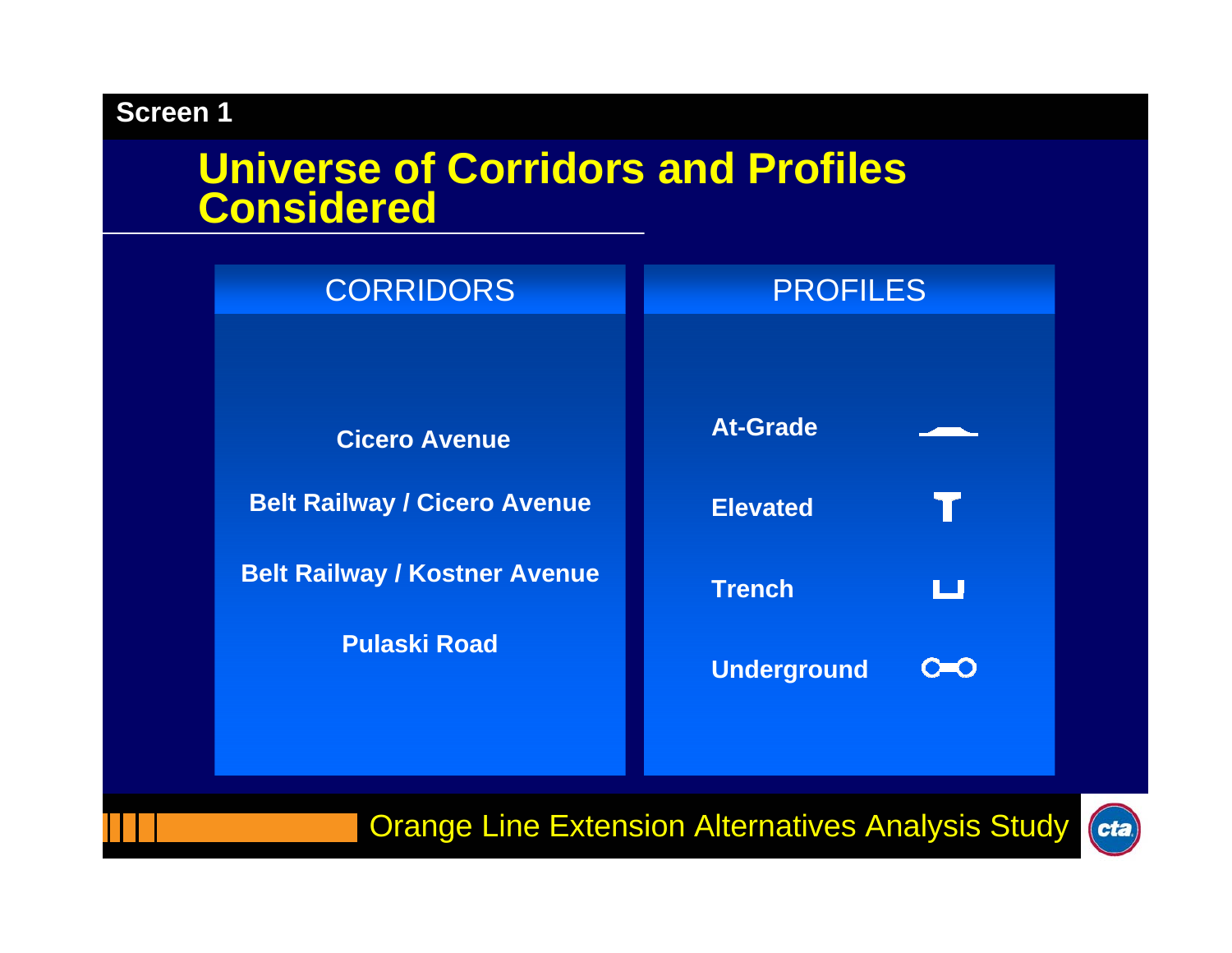Screen 1

# Universe of Corridors and Profiles Considered

| CORRIDORS | PROFILES |
| --- | --- |
| Cicero Avenue | At-Grade |
| Belt Railway / Cicero Avenue | Elevated |
| Belt Railway / Kostner Avenue | Trench |
| Pulaski Road | Underground |

Orange Line Extension Alternatives Analysis Study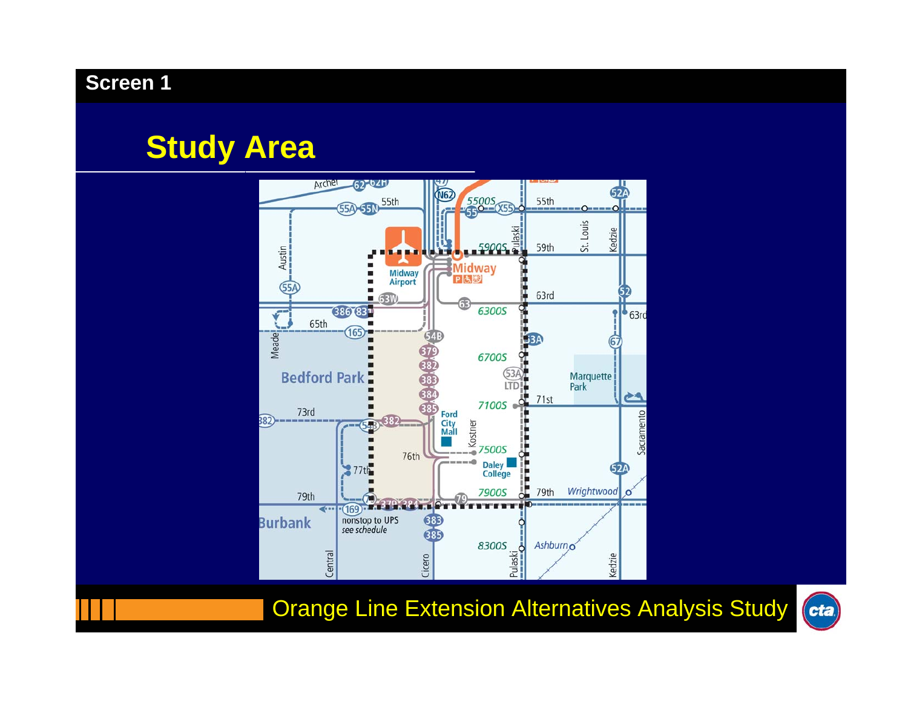Screen 1

# Study Area

Orange Line Extension Alternatives Analysis Study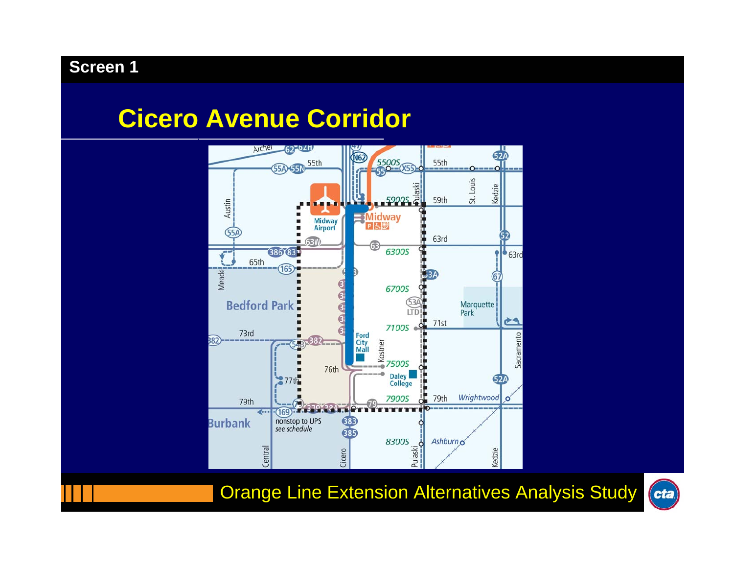Screen 1

# Cicero Avenue Corridor

Orange Line Extension Alternatives Analysis Study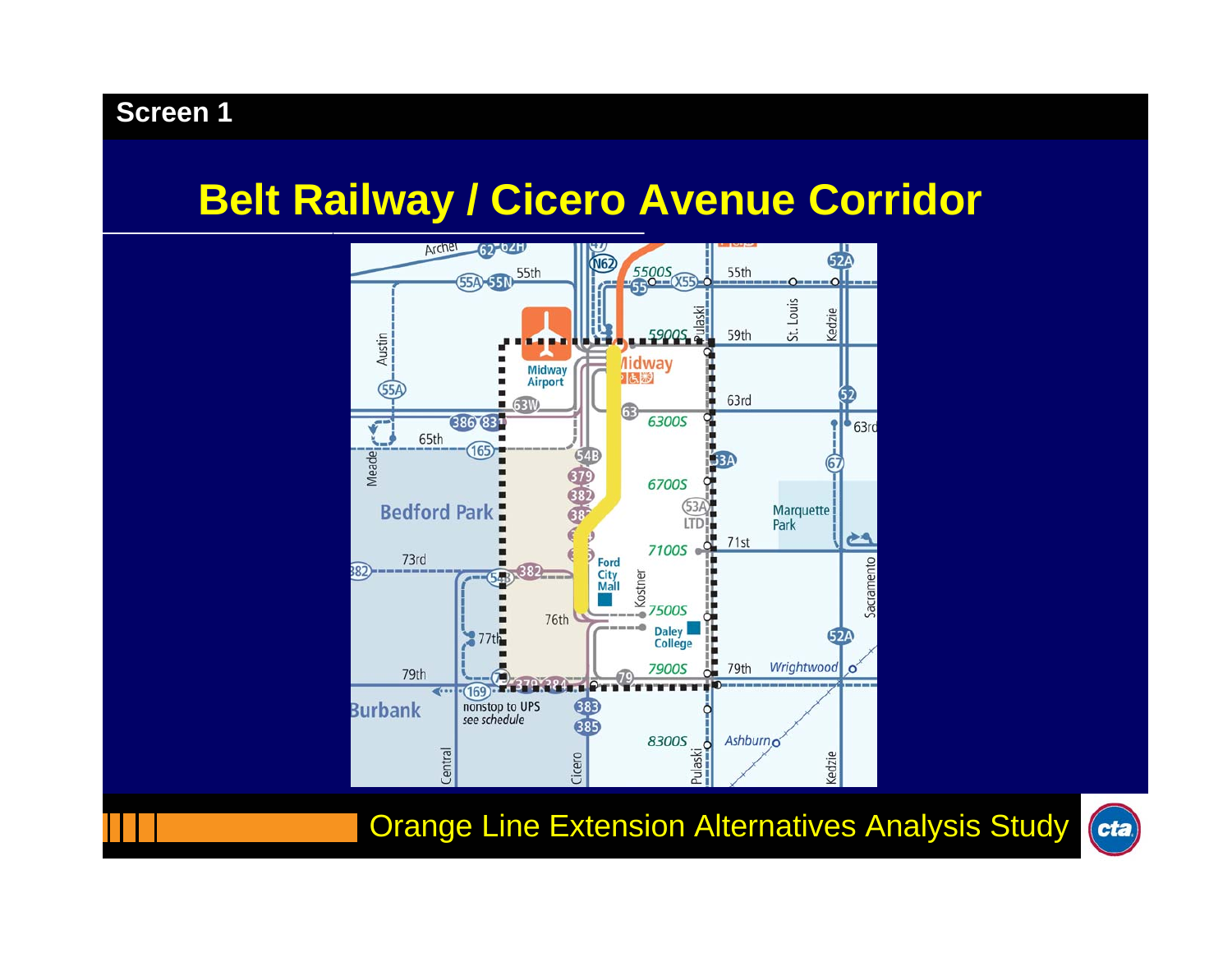Screen 1

# Belt Railway / Cicero Avenue Corridor

Orange Line Extension Alternatives Analysis Study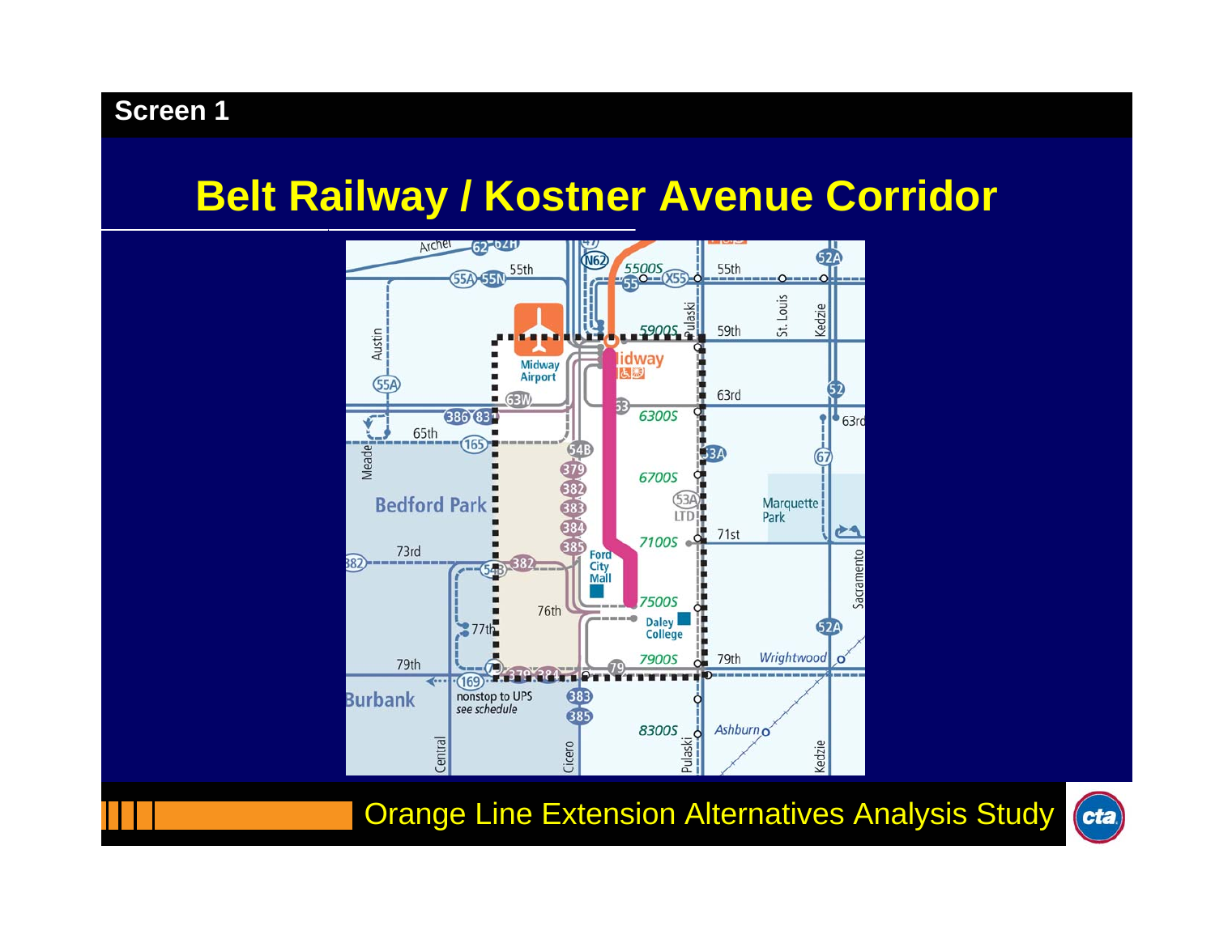Screen 1

# Belt Railway / Kostner Avenue Corridor

Orange Line Extension Alternatives Analysis Study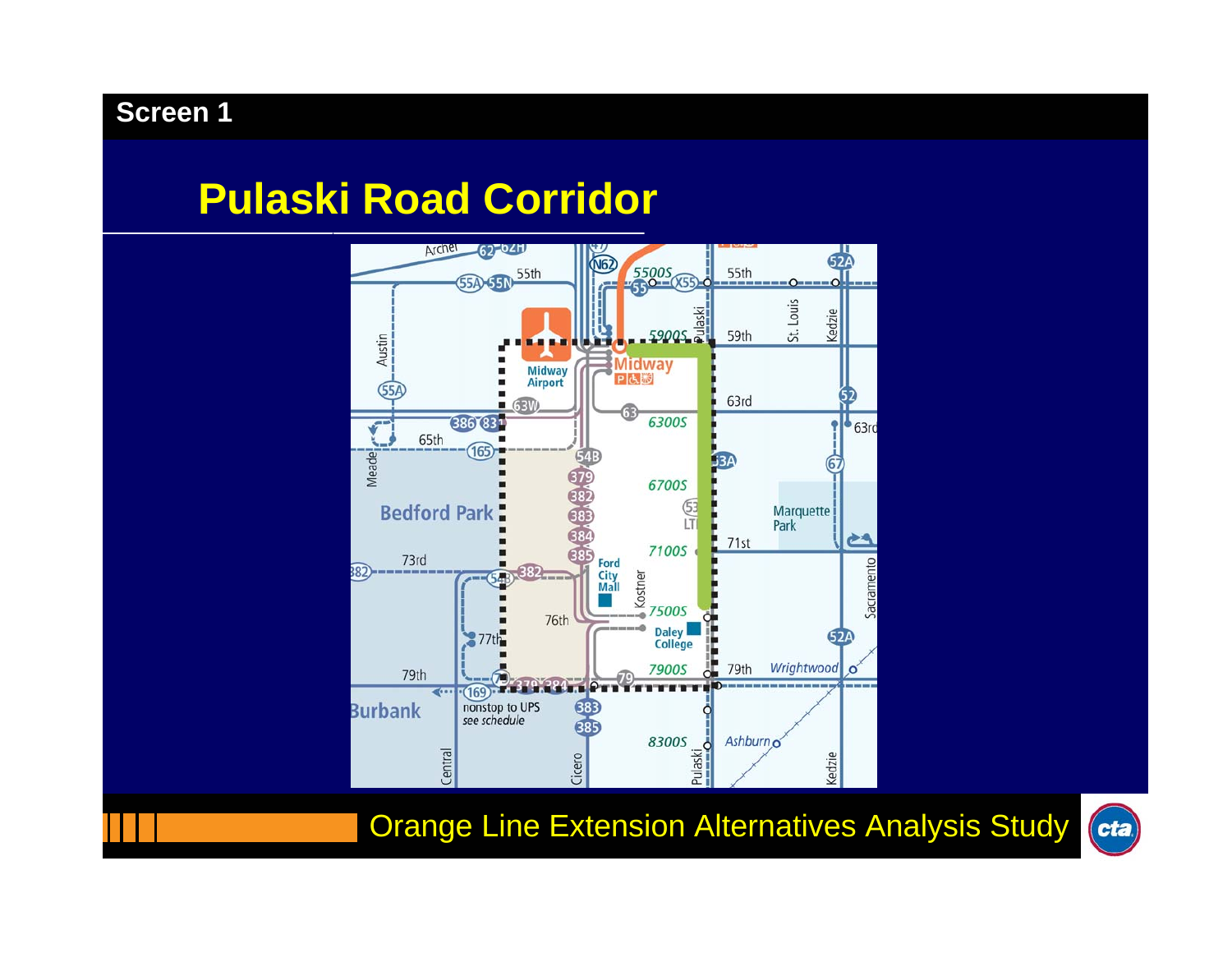Screen 1

# Pulaski Road Corridor

Orange Line Extension Alternatives Analysis Study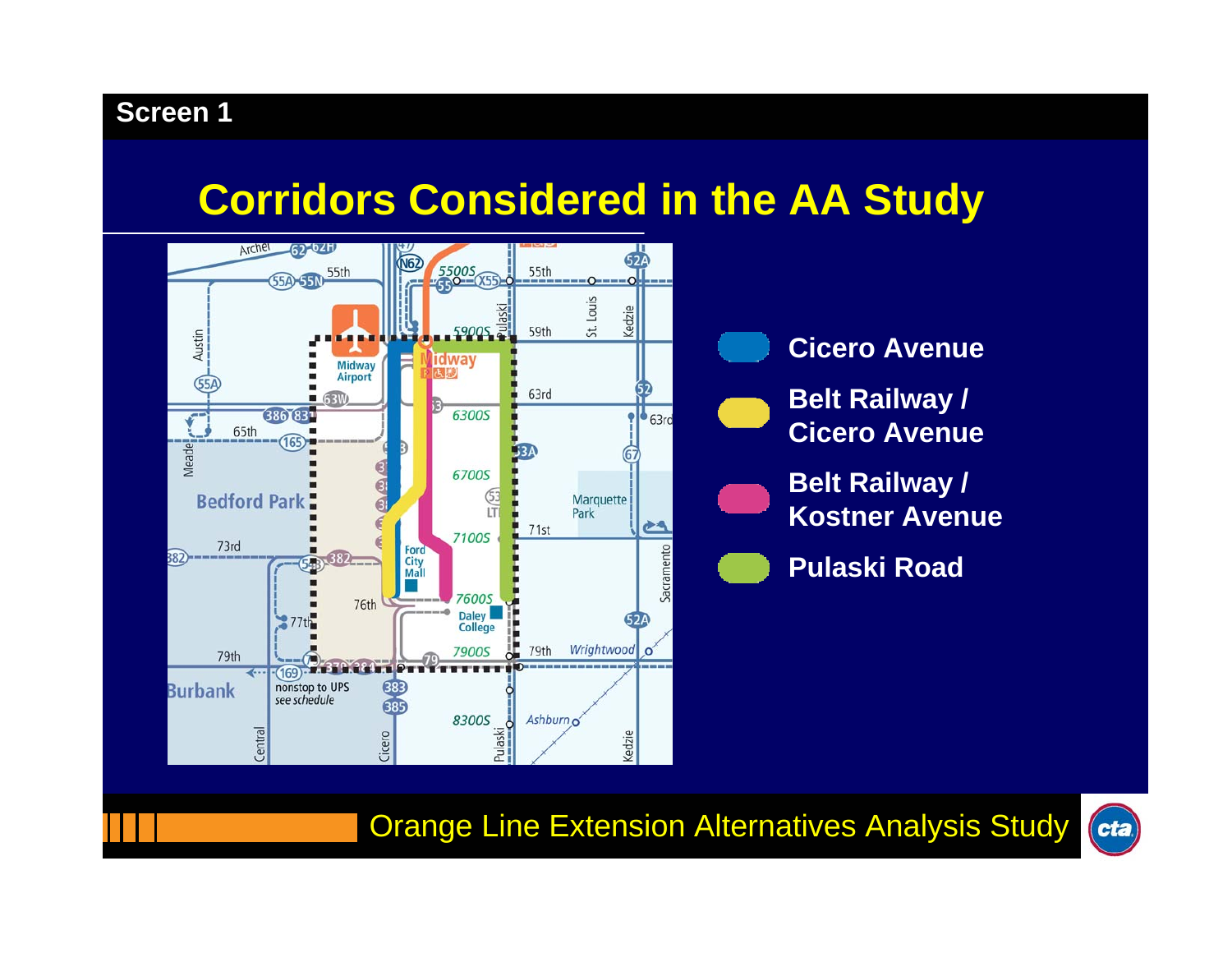Screen 1

# Corridors Considered in the AA Study

- Cicero Avenue
- Belt Railway / Cicero Avenue
- Belt Railway / Kostner Avenue
- Pulaski Road

Orange Line Extension Alternatives Analysis Study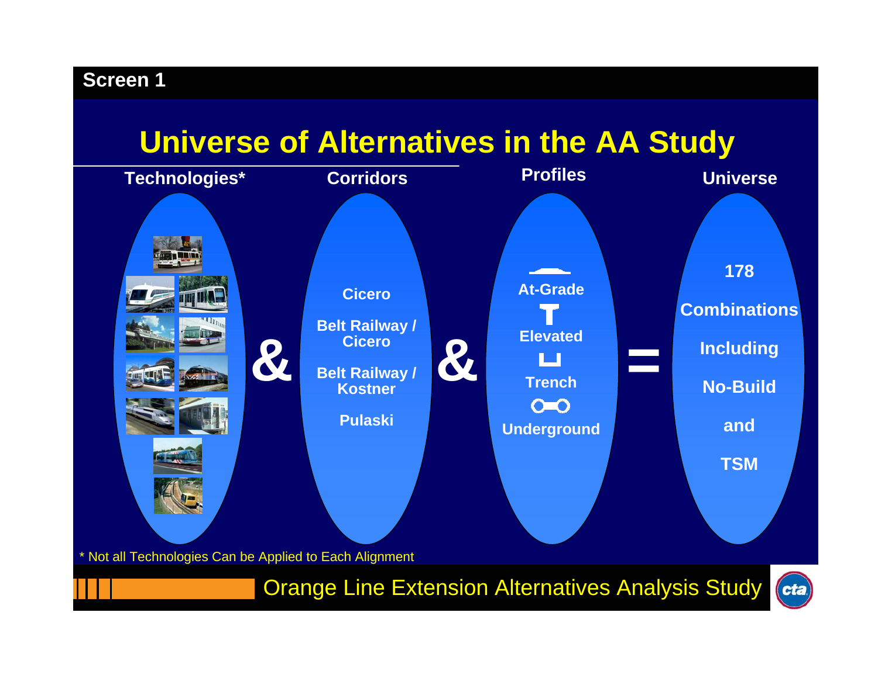Screen 1

# Universe of Alternatives in the AA Study

**Technologies*** & **Corridors** & **Profiles** = **Universe**

**Corridors**
- Cicero
- Belt Railway / Cicero
- Belt Railway / Kostner
- Pulaski

**Profiles**
- At-Grade
- Elevated
- Trench
- Underground

**Universe**

178 Combinations Including No-Build and TSM

* Not all Technologies Can be Applied to Each Alignment

Orange Line Extension Alternatives Analysis Study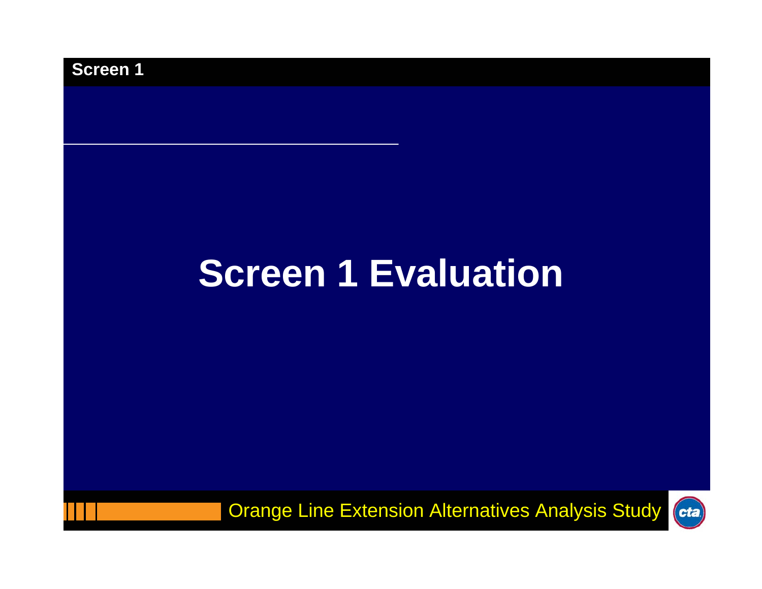# Screen 1 Evaluation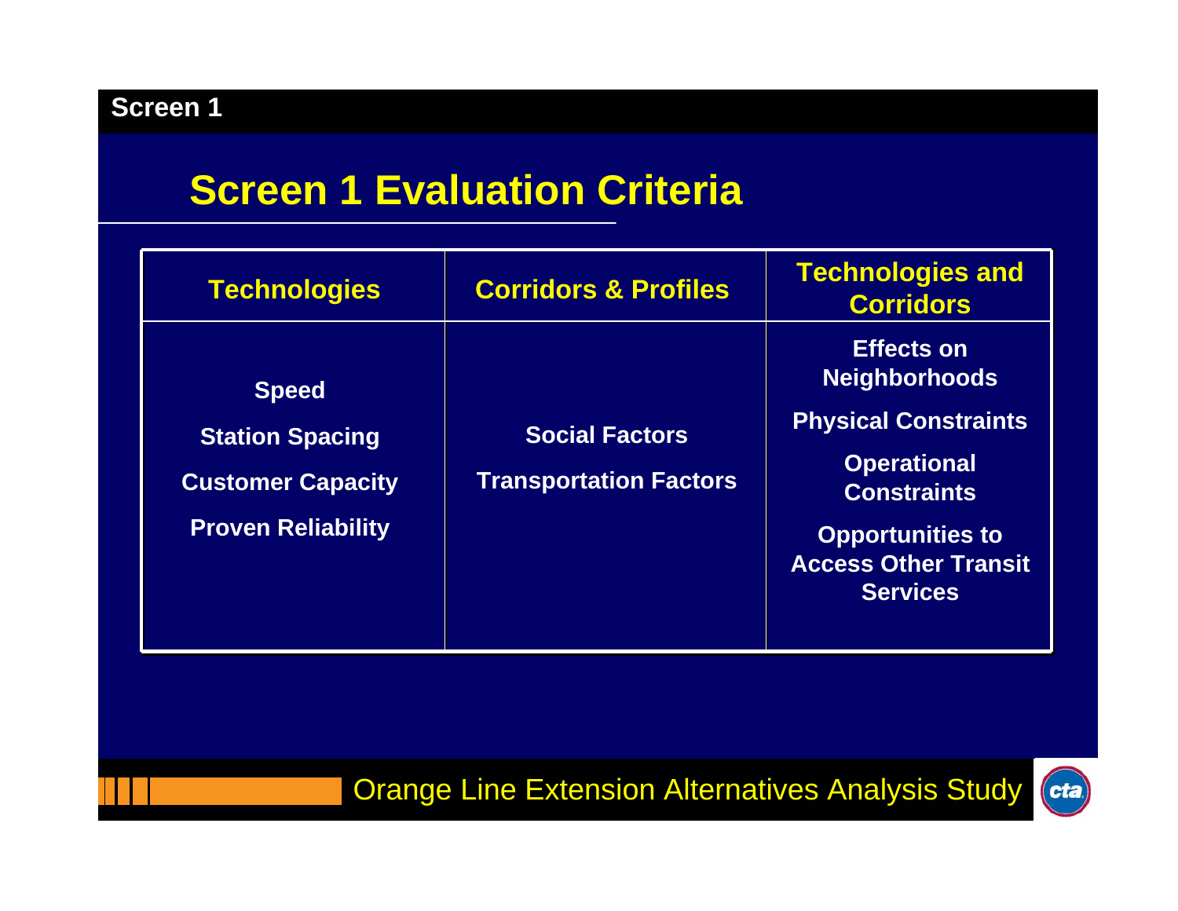# Screen 1 Evaluation Criteria

| Technologies | Corridors & Profiles | Technologies and Corridors |
|---|---|---|
| Speed<br>Station Spacing<br>Customer Capacity<br>Proven Reliability | Social Factors<br>Transportation Factors | Effects on Neighborhoods<br>Physical Constraints<br>Operational Constraints<br>Opportunities to Access Other Transit Services |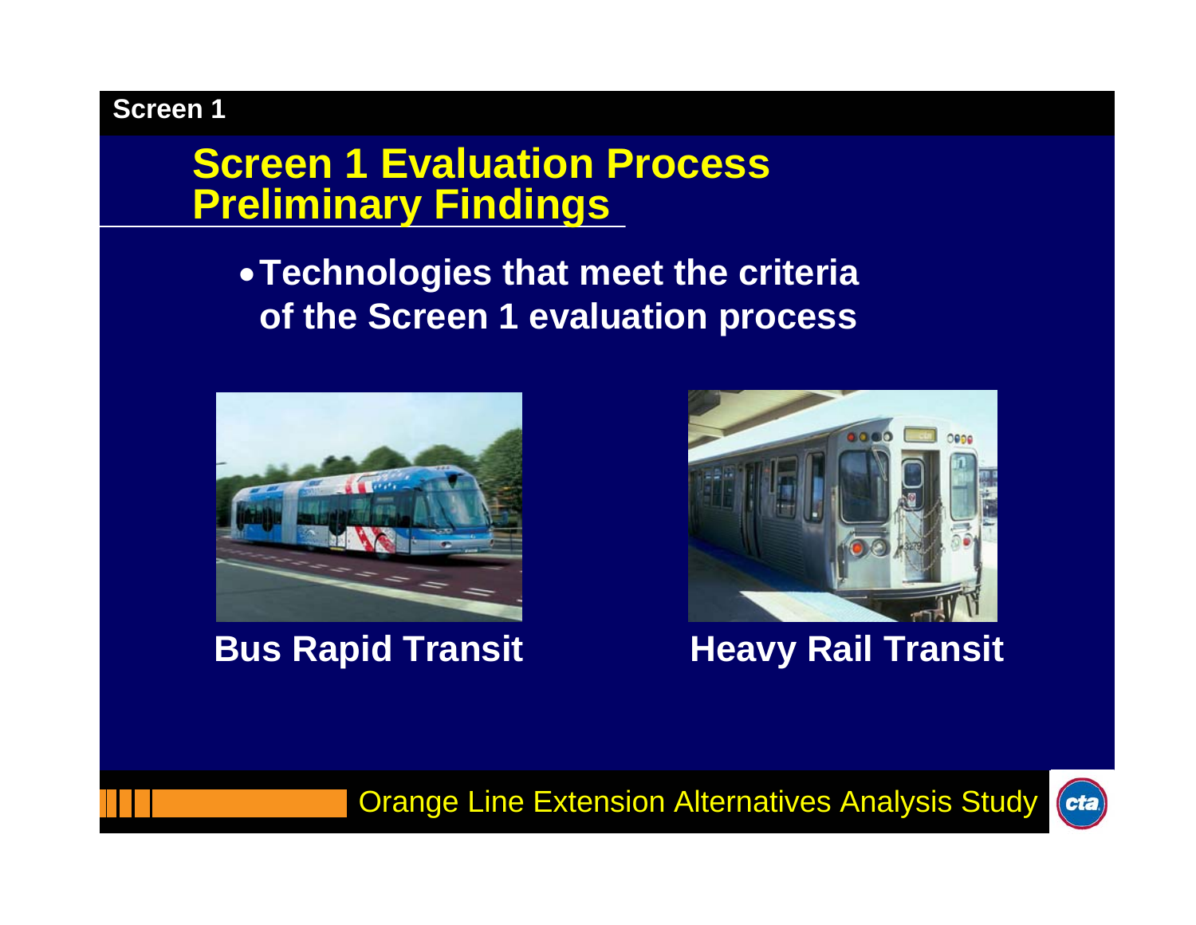Screen 1

# Screen 1 Evaluation Process Preliminary Findings

- **Technologies that meet the criteria of the Screen 1 evaluation process**

**Bus Rapid Transit**

**Heavy Rail Transit**

Orange Line Extension Alternatives Analysis Study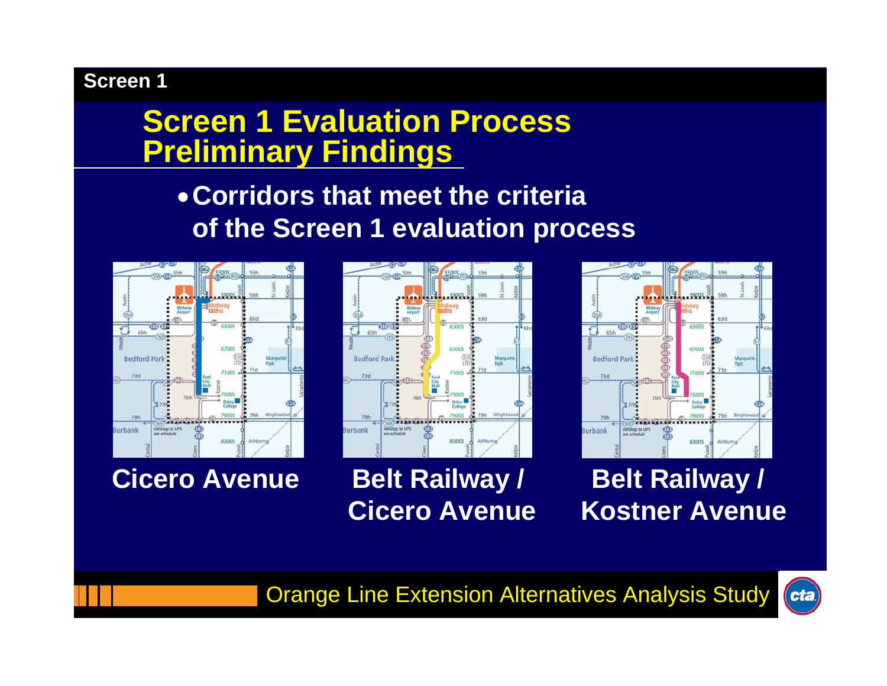# Screen 1 Evaluation Process Preliminary Findings

- **Corridors that meet the criteria of the Screen 1 evaluation process**

**Cicero Avenue**

**Belt Railway / Cicero Avenue**

**Belt Railway / Kostner Avenue**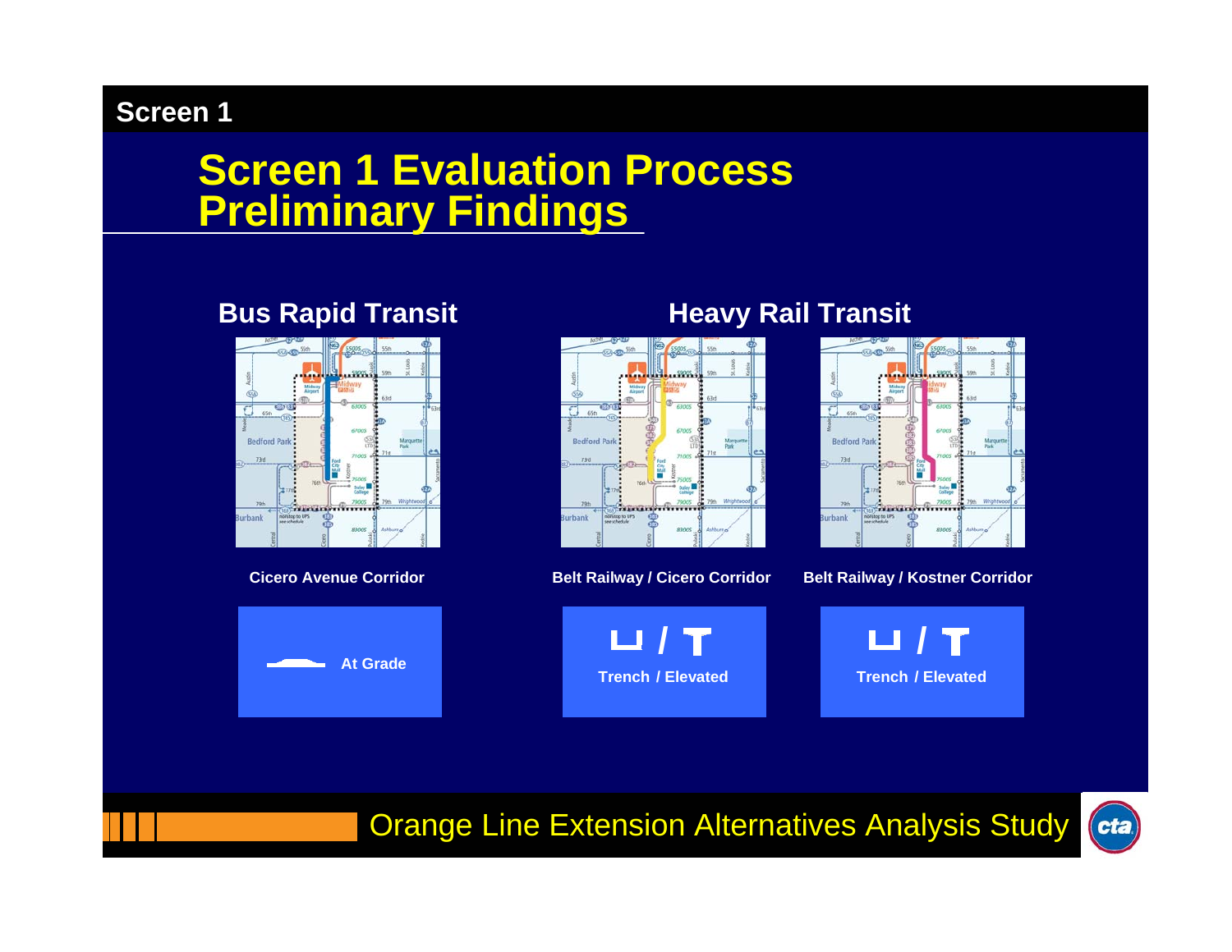# Screen 1 Evaluation Process Preliminary Findings

## Bus Rapid Transit

**Cicero Avenue Corridor**

At Grade

## Heavy Rail Transit

**Belt Railway / Cicero Corridor**

Trench / Elevated

**Belt Railway / Kostner Corridor**

Trench / Elevated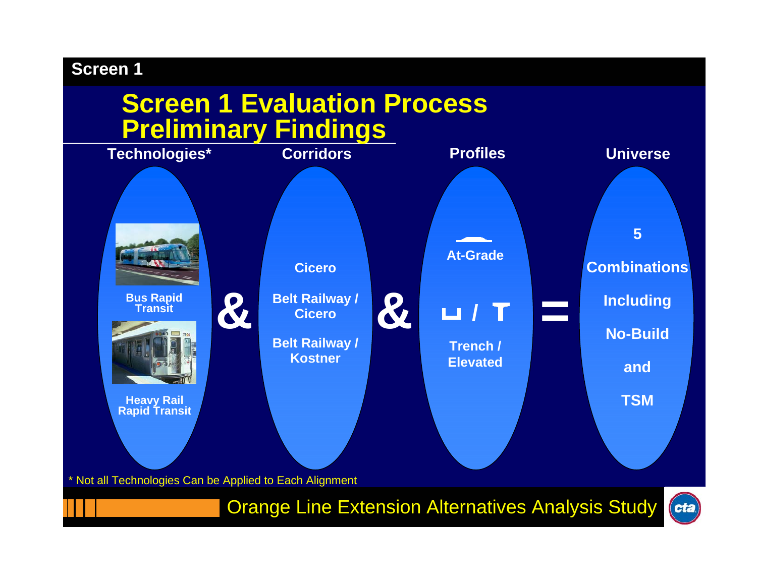Screen 1

# Screen 1 Evaluation Process Preliminary Findings

**Technologies***

- Bus Rapid Transit
- Heavy Rail Rapid Transit

**&**

**Corridors**

- Cicero
- Belt Railway / Cicero
- Belt Railway / Kostner

**&**

**Profiles**

- At-Grade
- Trench / Elevated

**=**

**Universe**

5 Combinations Including No-Build and TSM

\* Not all Technologies Can be Applied to Each Alignment

Orange Line Extension Alternatives Analysis Study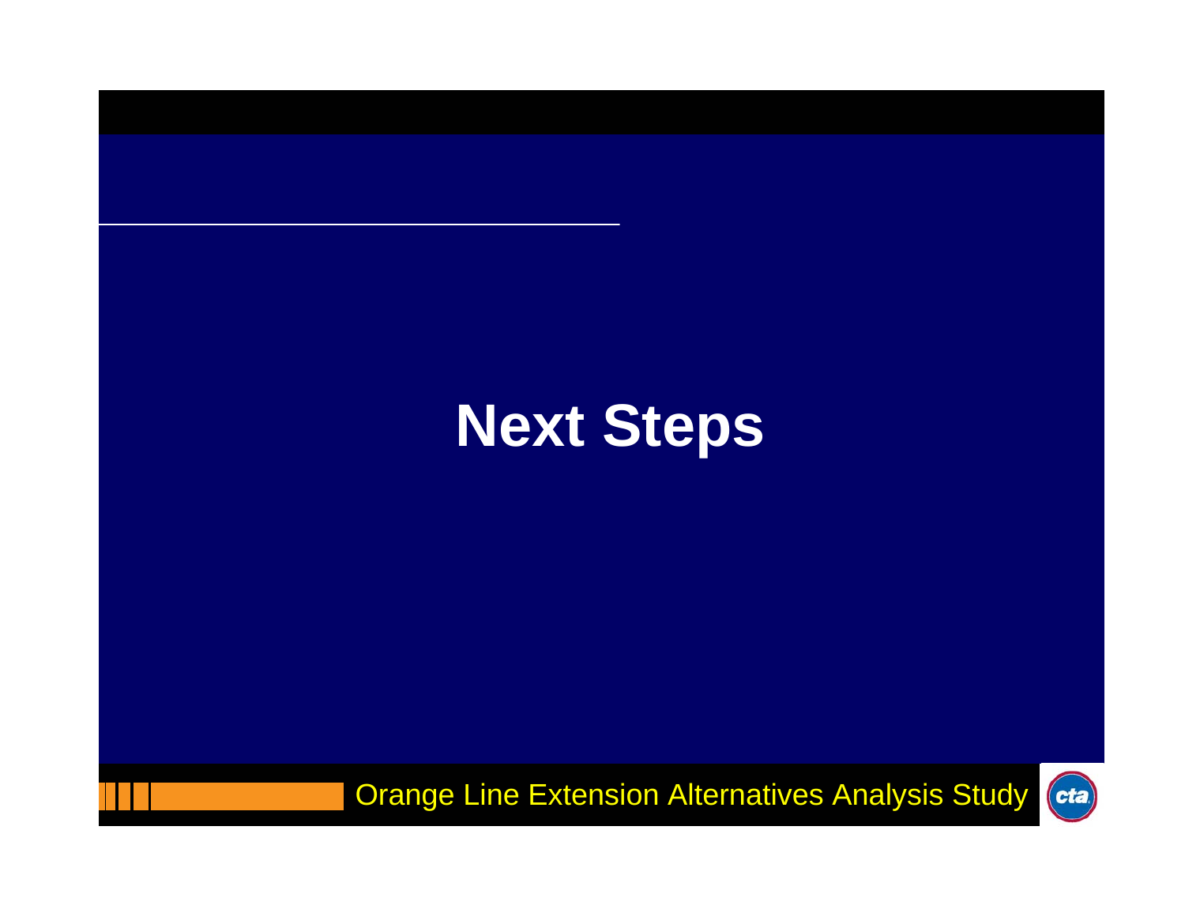# Next Steps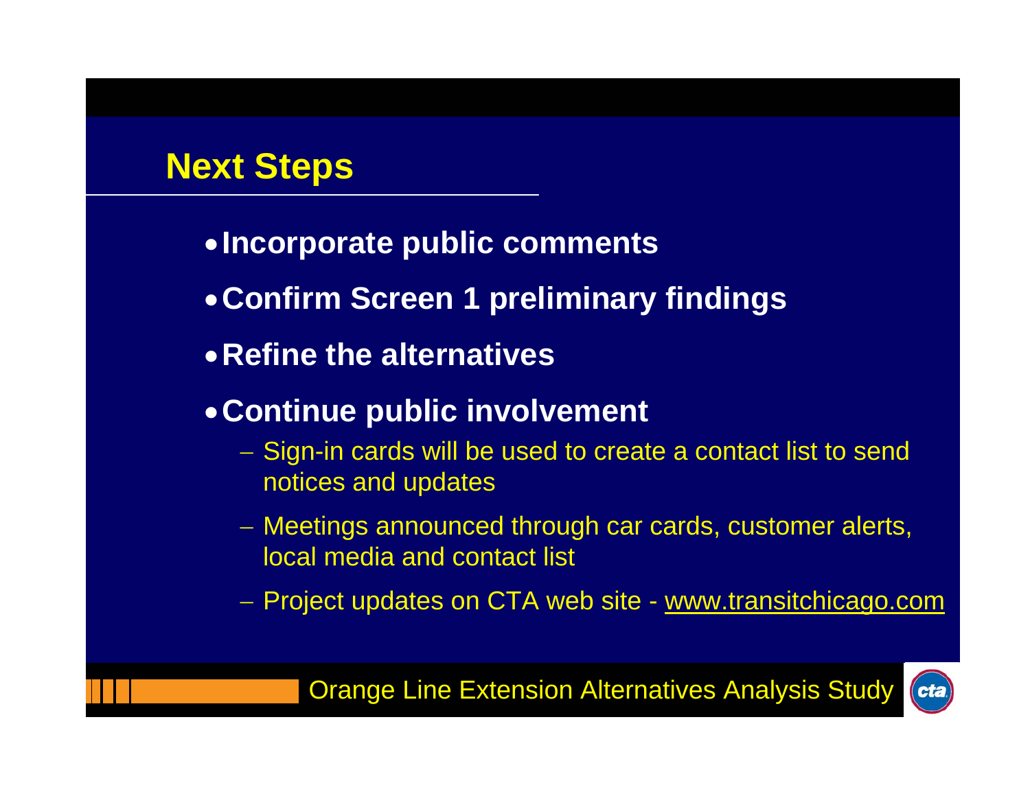## Next Steps

- Incorporate public comments
- Confirm Screen 1 preliminary findings
- Refine the alternatives
- Continue public involvement
  - Sign-in cards will be used to create a contact list to send notices and updates
  - Meetings announced through car cards, customer alerts, local media and contact list
  - Project updates on CTA web site - www.transitchicago.com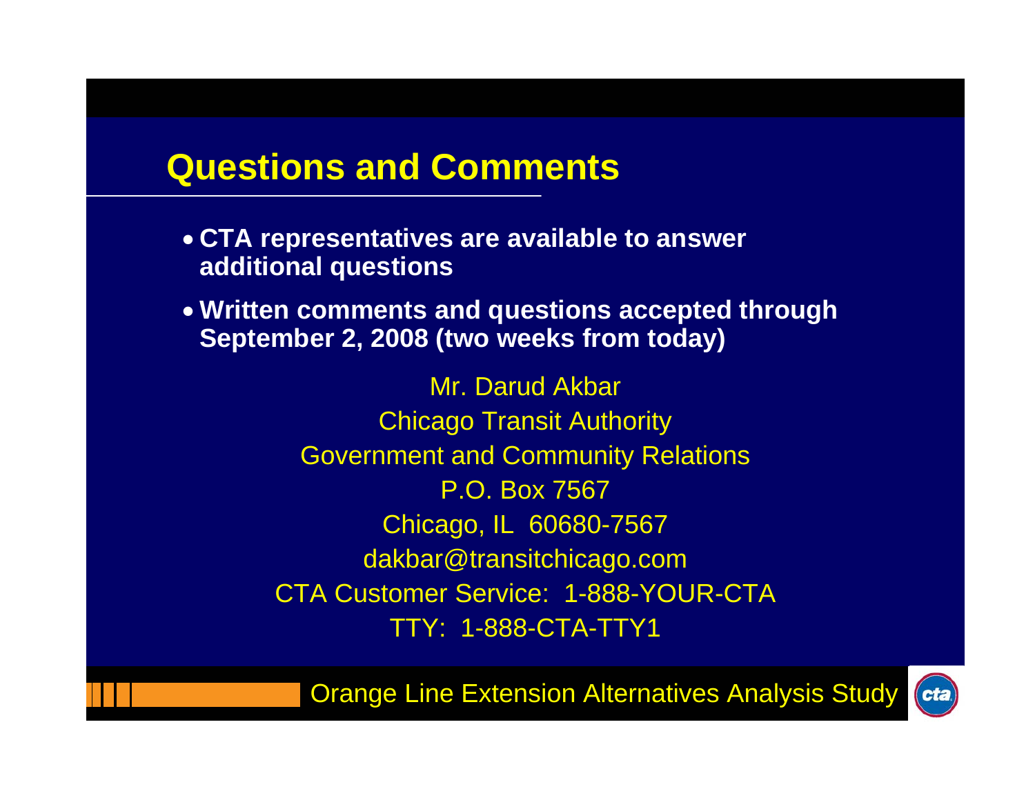# Questions and Comments

- **CTA representatives are available to answer additional questions**
- **Written comments and questions accepted through September 2, 2008 (two weeks from today)**

Mr. Darud Akbar
Chicago Transit Authority
Government and Community Relations
P.O. Box 7567
Chicago, IL 60680-7567
dakbar@transitchicago.com
CTA Customer Service: 1-888-YOUR-CTA
TTY: 1-888-CTA-TTY1